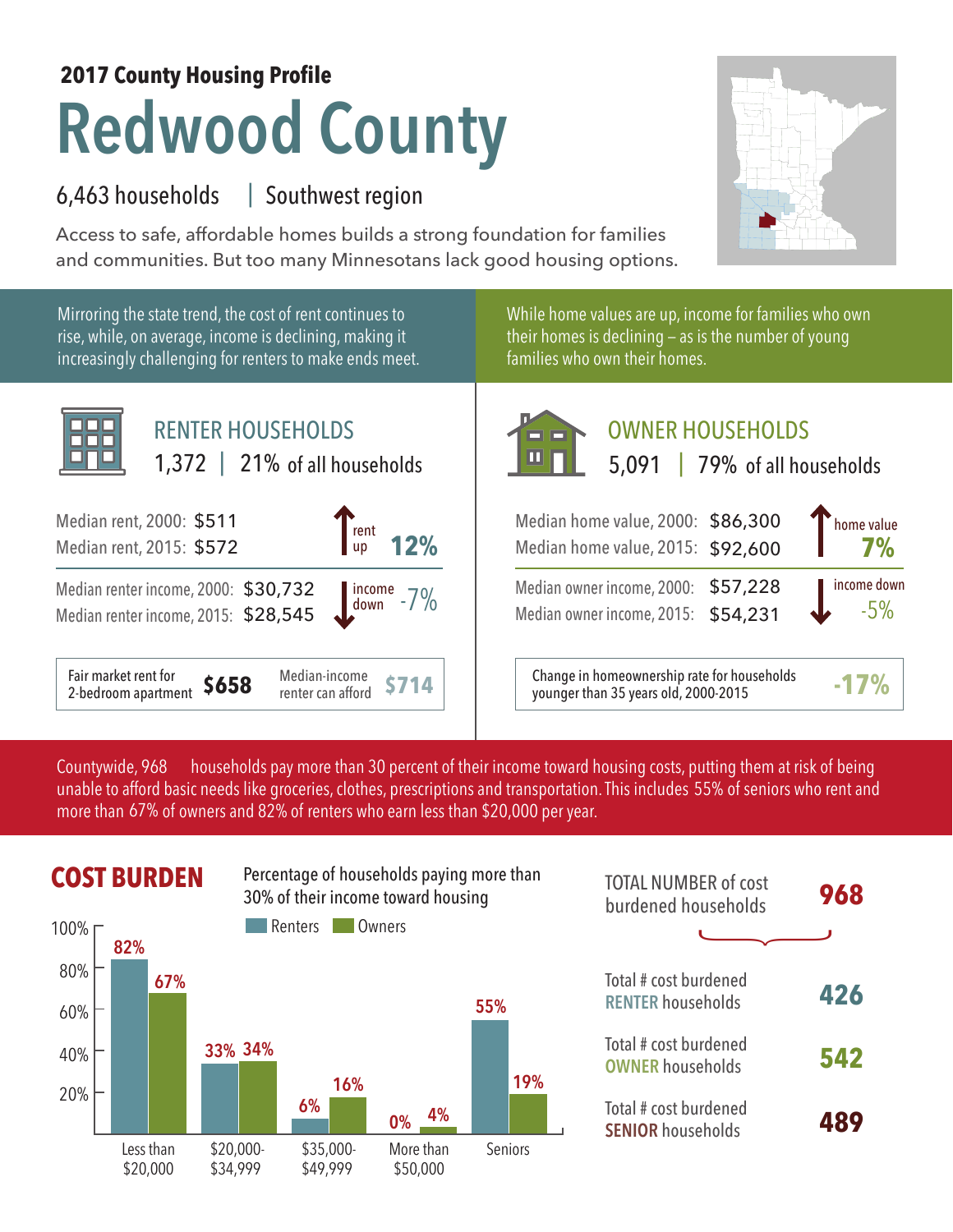**2017 County Housing Profile**

# Redwood County

6,463 households | Southwest region

Access to safe, affordable homes builds a strong foundation for families and communities. But too many Minnesotans lack good housing options.

Mirroring the state trend, the cost of rent continues to rise, while, on average, income is declining, making it increasingly challenging for renters to make ends meet.

While home values are up, income for families who own their homes is declining – as is the number of young families who own their homes.

## RENTER HOUSEHOLDS

1,372 | 21% of all households

Median rent, 2000: $511
Median rent, 2015: $572
rent up **12%**

Median renter income, 2000: $30,732
Median renter income, 2015: $28,545
income down -7%

Fair market rent for 2-bedroom apartment **$658** | Median-income renter can afford **$714**

## OWNER HOUSEHOLDS

5,091 | 79% of all households

Median home value, 2000: $86,300
Median home value, 2015: $92,600
home value **7%**

Median owner income, 2000: $57,228
Median owner income, 2015: $54,231
income down -5%

Change in homeownership rate for households younger than 35 years old, 2000-2015 **-17%**

Countywide, 968 households pay more than 30 percent of their income toward housing costs, putting them at risk of being unable to afford basic needs like groceries, clothes, prescriptions and transportation. This includes 55% of seniors who rent and more than 67% of owners and 82% of renters who earn less than $20,000 per year.

## COST BURDEN

Percentage of households paying more than 30% of their income toward housing

| | Renters | Owners |
|---|---|---|
| Less than $20,000 | 82% | 67% |
| $20,000-$34,999 | 33% | 34% |
| $35,000-$49,999 | 6% | 16% |
| More than $50,000 | 0% | 4% |
| Seniors | 55% | 19% |

TOTAL NUMBER of cost burdened households **968**

Total # cost burdened RENTER households **426**

Total # cost burdened OWNER households **542**

Total # cost burdened SENIOR households **489**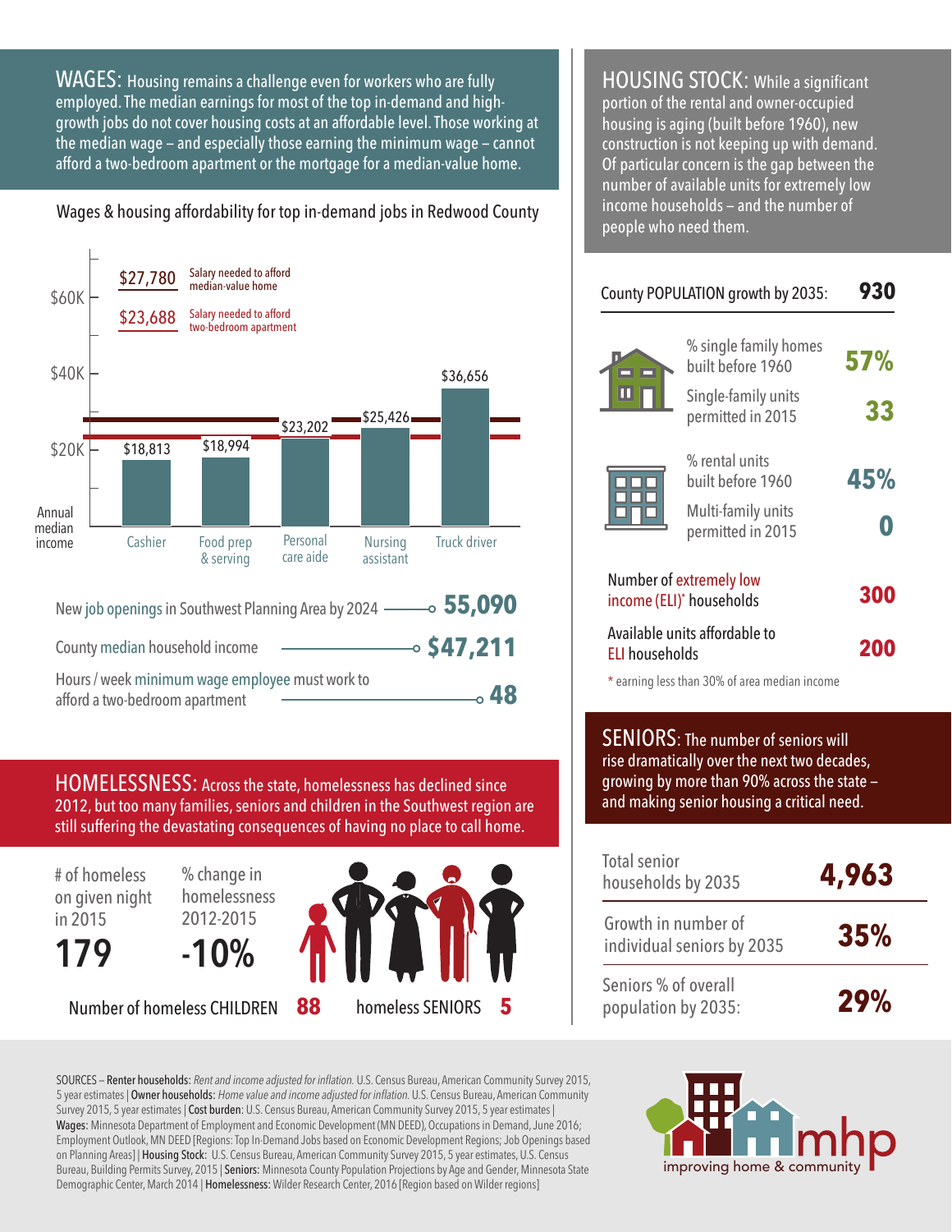## WAGES: Housing remains a challenge even for workers who are fully employed. The median earnings for most of the top in-demand and high-growth jobs do not cover housing costs at an affordable level. Those working at the median wage – and especially those earning the minimum wage – cannot afford a two-bedroom apartment or the mortgage for a median-value home.

Wages & housing affordability for top in-demand jobs in Redwood County

$27,780 Salary needed to afford median-value home

$23,688 Salary needed to afford two-bedroom apartment

$60K
$40K
$20K
Annual median income

$18,813 Cashier
$18,994 Food prep & serving
$23,202 Personal care aide
$25,426 Nursing assistant
$36,656 Truck driver

New job openings in Southwest Planning Area by 2024 **55,090**

County median household income **$47,211**

Hours / week minimum wage employee must work to afford a two-bedroom apartment **48**

## HOMELESSNESS: Across the state, homelessness has declined since 2012, but too many families, seniors and children in the Southwest region are still suffering the devastating consequences of having no place to call home.

# of homeless on given night in 2015 **179**

% change in homelessness 2012-2015 **-10%**

Number of homeless CHILDREN **88** homeless SENIORS **5**

## HOUSING STOCK: While a significant portion of the rental and owner-occupied housing is aging (built before 1960), new construction is not keeping up with demand. Of particular concern is the gap between the number of available units for extremely low income households – and the number of people who need them.

County POPULATION growth by 2035: **930**

| | |
|---|---|
| % single family homes built before 1960 | **57%** |
| Single-family units permitted in 2015 | **33** |
| % rental units built before 1960 | **45%** |
| Multi-family units permitted in 2015 | **0** |
| Number of extremely low income (ELI)* households | **300** |
| Available units affordable to ELI households | **200** |

* earning less than 30% of area median income

## SENIORS: The number of seniors will rise dramatically over the next two decades, growing by more than 90% across the state – and making senior housing a critical need.

| | |
|---|---|
| Total senior households by 2035 | **4,963** |
| Growth in number of individual seniors by 2035 | **35%** |
| Seniors % of overall population by 2035: | **29%** |

SOURCES – **Renter households**: *Rent and income adjusted for inflation.* U.S. Census Bureau, American Community Survey 2015, 5 year estimates | **Owner households**: *Home value and income adjusted for inflation.* U.S. Census Bureau, American Community Survey 2015, 5 year estimates | **Cost burden**: U.S. Census Bureau, American Community Survey 2015, 5 year estimates | **Wages**: Minnesota Department of Employment and Economic Development (MN DEED), Occupations in Demand, June 2016; Employment Outlook, MN DEED [Regions: Top In-Demand Jobs based on Economic Development Regions; Job Openings based on Planning Areas] | **Housing Stock**: U.S. Census Bureau, American Community Survey 2015, 5 year estimates, U.S. Census Bureau, Building Permits Survey, 2015 | **Seniors**: Minnesota County Population Projections by Age and Gender, Minnesota State Demographic Center, March 2014 | **Homelessness**: Wilder Research Center, 2016 [Region based on Wilder regions]

mhp improving home & community